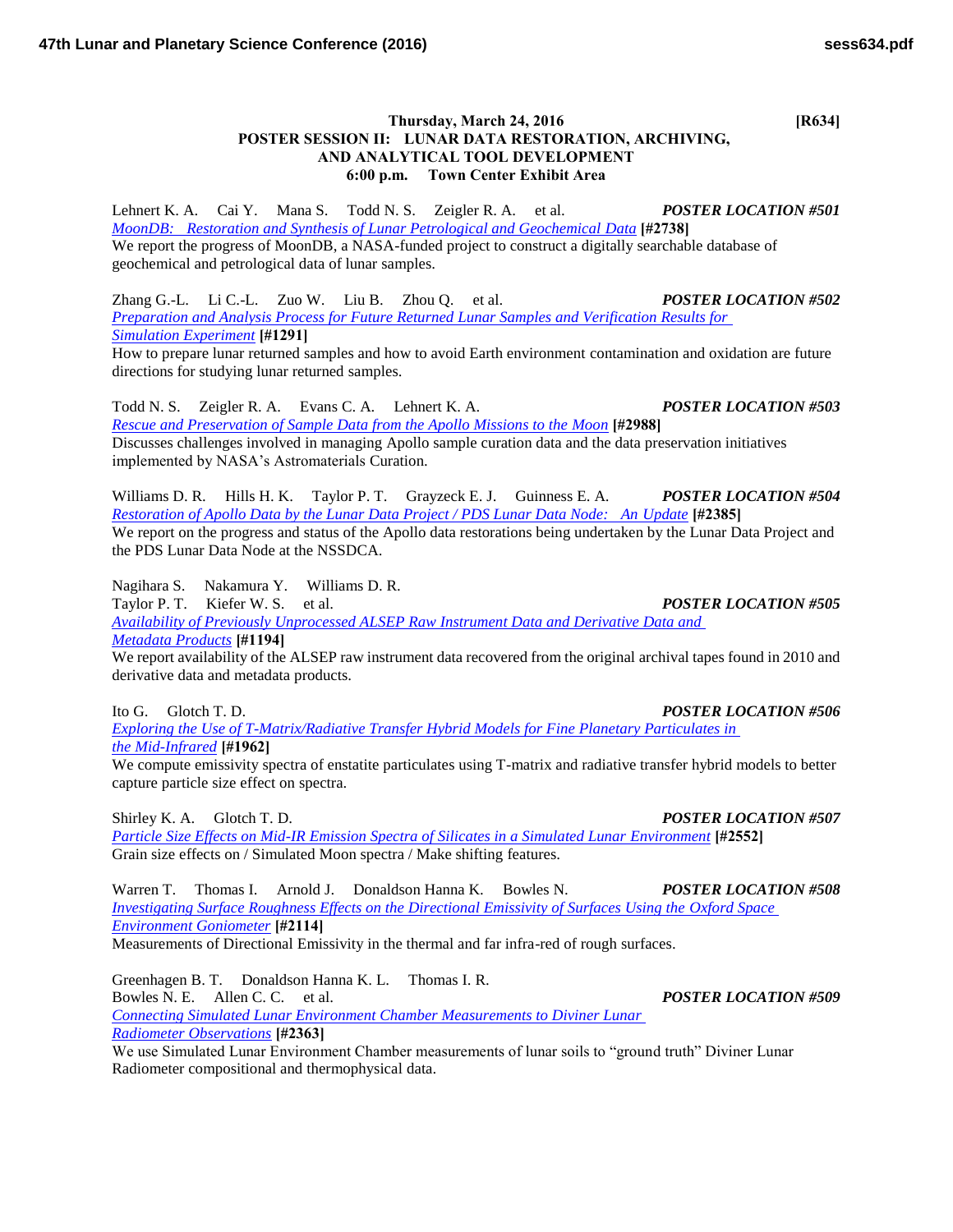**Thursday, March 24, 2016 [R634]**

**POSTER SESSION II: LUNAR DATA RESTORATION, ARCHIVING, AND ANALYTICAL TOOL DEVELOPMENT**

**6:00 p.m. Town Center Exhibit Area**

Lehnert K. A. Cai Y. Mana S. Todd N. S. Zeigler R. A. et al. ***POSTER LOCATION #501***
*MoonDB: Restoration and Synthesis of Lunar Petrological and Geochemical Data* **[#2738]**
We report the progress of MoonDB, a NASA-funded project to construct a digitally searchable database of geochemical and petrological data of lunar samples.

Zhang G.-L. Li C.-L. Zuo W. Liu B. Zhou Q. et al. ***POSTER LOCATION #502***
*Preparation and Analysis Process for Future Returned Lunar Samples and Verification Results for Simulation Experiment* **[#1291]**
How to prepare lunar returned samples and how to avoid Earth environment contamination and oxidation are future directions for studying lunar returned samples.

Todd N. S. Zeigler R. A. Evans C. A. Lehnert K. A. ***POSTER LOCATION #503***
*Rescue and Preservation of Sample Data from the Apollo Missions to the Moon* **[#2988]**
Discusses challenges involved in managing Apollo sample curation data and the data preservation initiatives implemented by NASA's Astromaterials Curation.

Williams D. R. Hills H. K. Taylor P. T. Grayzeck E. J. Guinness E. A. ***POSTER LOCATION #504***
*Restoration of Apollo Data by the Lunar Data Project / PDS Lunar Data Node: An Update* **[#2385]**
We report on the progress and status of the Apollo data restorations being undertaken by the Lunar Data Project and the PDS Lunar Data Node at the NSSDCA.

Nagihara S. Nakamura Y. Williams D. R.
Taylor P. T. Kiefer W. S. et al. ***POSTER LOCATION #505***
*Availability of Previously Unprocessed ALSEP Raw Instrument Data and Derivative Data and Metadata Products* **[#1194]**
We report availability of the ALSEP raw instrument data recovered from the original archival tapes found in 2010 and derivative data and metadata products.

Ito G. Glotch T. D. ***POSTER LOCATION #506***
*Exploring the Use of T-Matrix/Radiative Transfer Hybrid Models for Fine Planetary Particulates in the Mid-Infrared* **[#1962]**
We compute emissivity spectra of enstatite particulates using T-matrix and radiative transfer hybrid models to better capture particle size effect on spectra.

Shirley K. A. Glotch T. D. ***POSTER LOCATION #507***
*Particle Size Effects on Mid-IR Emission Spectra of Silicates in a Simulated Lunar Environment* **[#2552]**
Grain size effects on / Simulated Moon spectra / Make shifting features.

Warren T. Thomas I. Arnold J. Donaldson Hanna K. Bowles N. ***POSTER LOCATION #508***
*Investigating Surface Roughness Effects on the Directional Emissivity of Surfaces Using the Oxford Space Environment Goniometer* **[#2114]**
Measurements of Directional Emissivity in the thermal and far infra-red of rough surfaces.

Greenhagen B. T. Donaldson Hanna K. L. Thomas I. R.
Bowles N. E. Allen C. C. et al. ***POSTER LOCATION #509***
*Connecting Simulated Lunar Environment Chamber Measurements to Diviner Lunar Radiometer Observations* **[#2363]**
We use Simulated Lunar Environment Chamber measurements of lunar soils to "ground truth" Diviner Lunar Radiometer compositional and thermophysical data.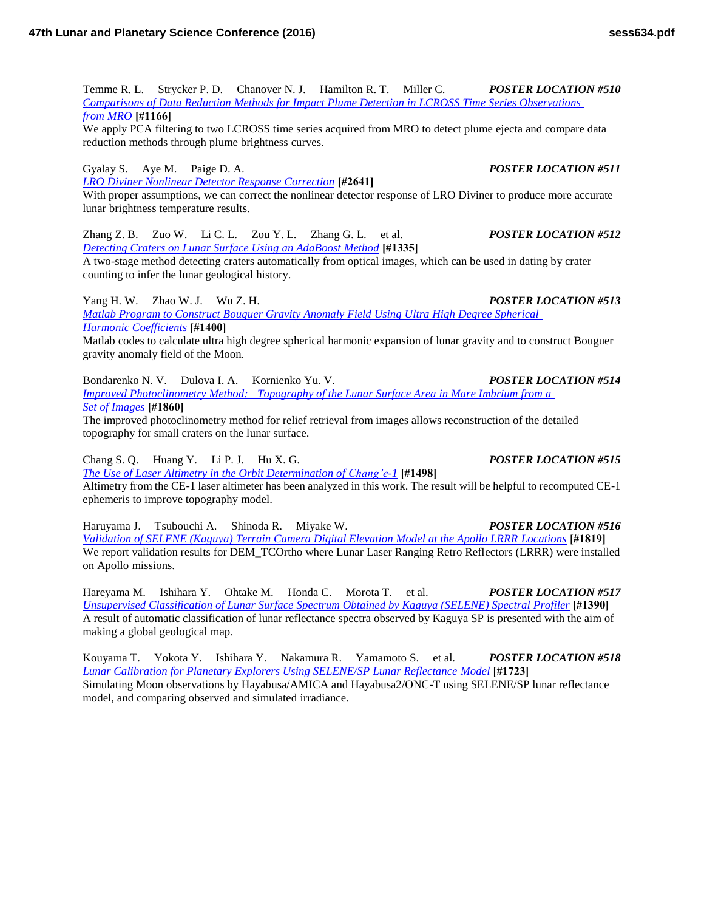Temme R. L. Strycker P. D. Chanover N. J. Hamilton R. T. Miller C. ***POSTER LOCATION #510***
*Comparisons of Data Reduction Methods for Impact Plume Detection in LCROSS Time Series Observations from MRO* **[#1166]**
We apply PCA filtering to two LCROSS time series acquired from MRO to detect plume ejecta and compare data reduction methods through plume brightness curves.

Gyalay S. Aye M. Paige D. A. ***POSTER LOCATION #511***
*LRO Diviner Nonlinear Detector Response Correction* **[#2641]**
With proper assumptions, we can correct the nonlinear detector response of LRO Diviner to produce more accurate lunar brightness temperature results.

Zhang Z. B. Zuo W. Li C. L. Zou Y. L. Zhang G. L. et al. ***POSTER LOCATION #512***
*Detecting Craters on Lunar Surface Using an AdaBoost Method* **[#1335]**
A two-stage method detecting craters automatically from optical images, which can be used in dating by crater counting to infer the lunar geological history.

Yang H. W. Zhao W. J. Wu Z. H. ***POSTER LOCATION #513***
*Matlab Program to Construct Bouguer Gravity Anomaly Field Using Ultra High Degree Spherical Harmonic Coefficients* **[#1400]**
Matlab codes to calculate ultra high degree spherical harmonic expansion of lunar gravity and to construct Bouguer gravity anomaly field of the Moon.

Bondarenko N. V. Dulova I. A. Kornienko Yu. V. ***POSTER LOCATION #514***
*Improved Photoclinometry Method: Topography of the Lunar Surface Area in Mare Imbrium from a Set of Images* **[#1860]**
The improved photoclinometry method for relief retrieval from images allows reconstruction of the detailed topography for small craters on the lunar surface.

Chang S. Q. Huang Y. Li P. J. Hu X. G. ***POSTER LOCATION #515***
*The Use of Laser Altimetry in the Orbit Determination of Chang'e-1* **[#1498]**
Altimetry from the CE-1 laser altimeter has been analyzed in this work. The result will be helpful to recomputed CE-1 ephemeris to improve topography model.

Haruyama J. Tsubouchi A. Shinoda R. Miyake W. ***POSTER LOCATION #516***
*Validation of SELENE (Kaguya) Terrain Camera Digital Elevation Model at the Apollo LRRR Locations* **[#1819]**
We report validation results for DEM_TCOrtho where Lunar Laser Ranging Retro Reflectors (LRRR) were installed on Apollo missions.

Hareyama M. Ishihara Y. Ohtake M. Honda C. Morota T. et al. ***POSTER LOCATION #517***
*Unsupervised Classification of Lunar Surface Spectrum Obtained by Kaguya (SELENE) Spectral Profiler* **[#1390]**
A result of automatic classification of lunar reflectance spectra observed by Kaguya SP is presented with the aim of making a global geological map.

Kouyama T. Yokota Y. Ishihara Y. Nakamura R. Yamamoto S. et al. ***POSTER LOCATION #518***
*Lunar Calibration for Planetary Explorers Using SELENE/SP Lunar Reflectance Model* **[#1723]**
Simulating Moon observations by Hayabusa/AMICA and Hayabusa2/ONC-T using SELENE/SP lunar reflectance model, and comparing observed and simulated irradiance.